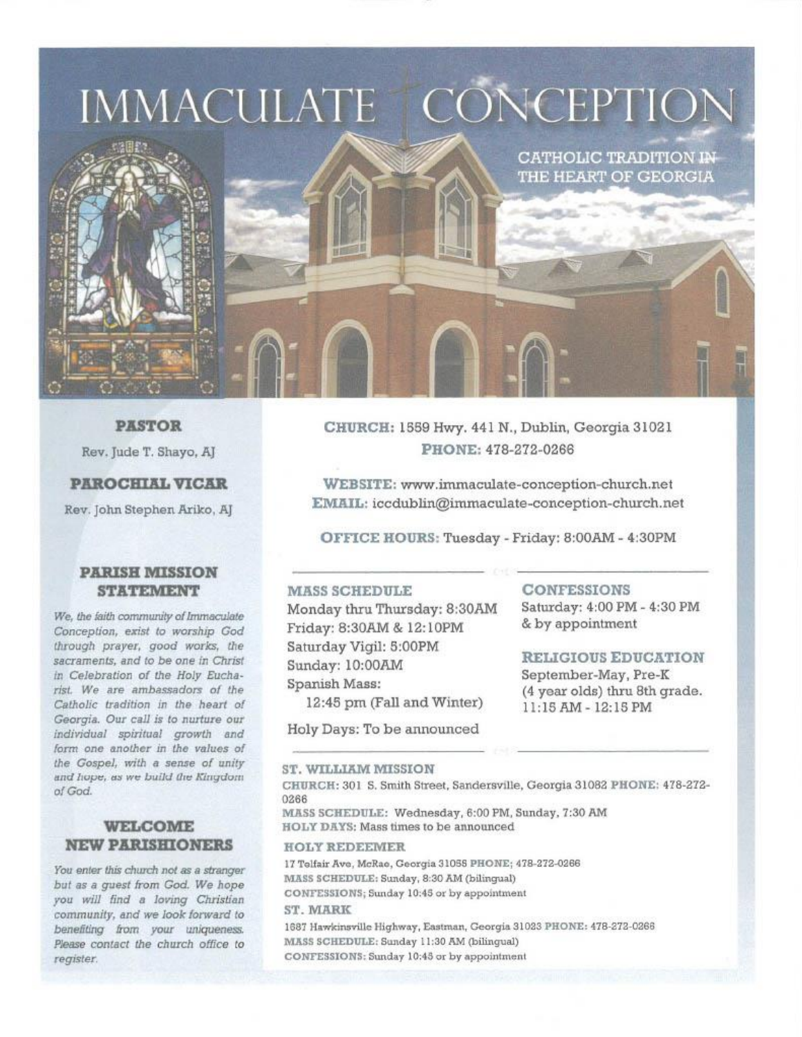# IMMACULATE CONCEPTION

CATHOLIC TRADITION IN THE HEART OF GEORGIA

## PASTOR

Rev. Jude T. Shayo, AJ

## PAROCHIAL VICAR

Rev. John Stephen Ariko, AJ

## PARISH MISSION STATEMENT

*We, the faith community of Immaculate Conception, exist to worship God through prayer, good works, the sacraments, and to be one in Christ in Celebration of the Holy Eucharist. We are ambassadors of the Catholic tradition in the heart of Georgia. Our call is to nurture our individual spiritual growth and form one another in the values of the Gospel, with a sense of unity and hope, as we build the Kingdom of God.*

## WELCOME NEW PARISHIONERS

*You enter this church not as a stranger but as a guest from God. We hope you will find a loving Christian community, and we look forward to benefiting from your uniqueness. Please contact the church office to register.*

**CHURCH:** 1559 Hwy. 441 N., Dublin, Georgia 31021
**PHONE:** 478-272-0266

**WEBSITE:** www.immaculate-conception-church.net
**EMAIL:** iccdublin@immaculate-conception-church.net

**OFFICE HOURS:** Tuesday - Friday: 8:00AM - 4:30PM

### MASS SCHEDULE

Monday thru Thursday: 8:30AM
Friday: 8:30AM & 12:10PM
Saturday Vigil: 5:00PM
Sunday: 10:00AM
Spanish Mass:
12:45 pm (Fall and Winter)

Holy Days: To be announced

### CONFESSIONS

Saturday: 4:00 PM - 4:30 PM & by appointment

### RELIGIOUS EDUCATION

September-May, Pre-K (4 year olds) thru 8th grade.
11:15 AM - 12:15 PM

### ST. WILLIAM MISSION

**CHURCH:** 301 S. Smith Street, Sandersville, Georgia 31082 **PHONE:** 478-272-0266
**MASS SCHEDULE:** Wednesday, 6:00 PM, Sunday, 7:30 AM
**HOLY DAYS:** Mass times to be announced

### HOLY REDEEMER

17 Telfair Ave, McRae, Georgia 31055 **PHONE;** 478-272-0266
**MASS SCHEDULE:** Sunday, 8:30 AM (bilingual)
**CONFESSIONS;** Sunday 10:45 or by appointment

### ST. MARK

1887 Hawkinsville Highway, Eastman, Georgia 31023 **PHONE:** 478-272-0266
**MASS SCHEDULE:** Sunday 11:30 AM (bilingual)
**CONFESSIONS:** Sunday 10:45 or by appointment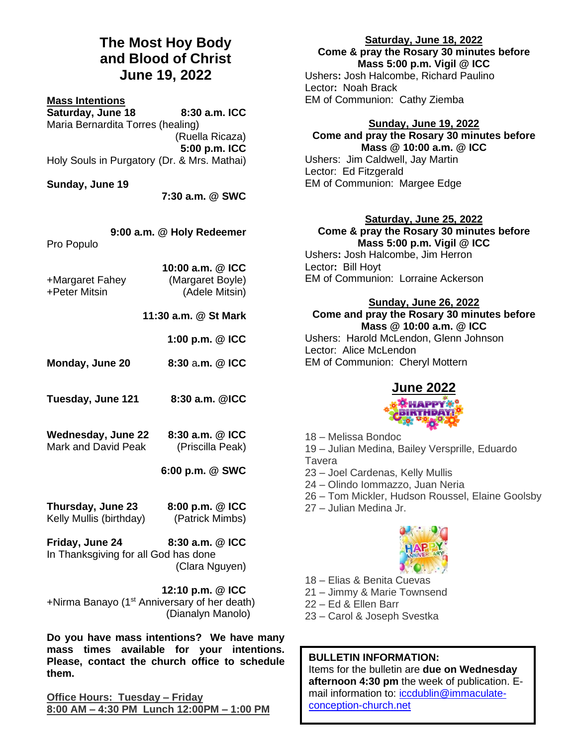# The Most Hoy Body and Blood of Christ
# June 19, 2022

**Mass Intentions**

**Saturday, June 18** — **8:30 a.m. ICC**
Maria Bernardita Torres (healing) (Ruella Ricaza)

**5:00 p.m. ICC**
Holy Souls in Purgatory (Dr. & Mrs. Mathai)

**Sunday, June 19**

**7:30 a.m. @ SWC**

**9:00 a.m. @ Holy Redeemer**
Pro Populo

**10:00 a.m. @ ICC**
+Margaret Fahey (Margaret Boyle)
+Peter Mitsin (Adele Mitsin)

**11:30 a.m. @ St Mark**

**1:00 p.m. @ ICC**

**Monday, June 20** — **8:30 a.m. @ ICC**

**Tuesday, June 121** — **8:30 a.m. @ICC**

**Wednesday, June 22** — **8:30 a.m. @ ICC**
Mark and David Peak (Priscilla Peak)

**6:00 p.m. @ SWC**

**Thursday, June 23** — **8:00 p.m. @ ICC**
Kelly Mullis (birthday) (Patrick Mimbs)

**Friday, June 24** — **8:30 a.m. @ ICC**
In Thanksgiving for all God has done (Clara Nguyen)

**12:10 p.m. @ ICC**
+Nirma Banayo (1st Anniversary of her death) (Dianalyn Manolo)

**Do you have mass intentions? We have many mass times available for your intentions. Please, contact the church office to schedule them.**

**Office Hours: Tuesday – Friday**
**8:00 AM – 4:30 PM Lunch 12:00PM – 1:00 PM**

**Saturday, June 18, 2022**
**Come & pray the Rosary 30 minutes before Mass 5:00 p.m. Vigil @ ICC**
Ushers**:** Josh Halcombe, Richard Paulino
Lector**:** Noah Brack
EM of Communion: Cathy Ziemba

**Sunday, June 19, 2022**
**Come and pray the Rosary 30 minutes before Mass @ 10:00 a.m. @ ICC**
Ushers: Jim Caldwell, Jay Martin
Lector: Ed Fitzgerald
EM of Communion: Margee Edge

**Saturday, June 25, 2022**
**Come & pray the Rosary 30 minutes before Mass 5:00 p.m. Vigil @ ICC**
Ushers**:** Josh Halcombe, Jim Herron
Lector**:** Bill Hoyt
EM of Communion: Lorraine Ackerson

**Sunday, June 26, 2022**
**Come and pray the Rosary 30 minutes before Mass @ 10:00 a.m. @ ICC**
Ushers: Harold McLendon, Glenn Johnson
Lector: Alice McLendon
EM of Communion: Cheryl Mottern

## June 2022

HAPPY BIRTHDAY!

18 – Melissa Bondoc
19 – Julian Medina, Bailey Versprille, Eduardo Tavera
23 – Joel Cardenas, Kelly Mullis
24 – Olindo Iommazzo, Juan Neria
26 – Tom Mickler, Hudson Roussel, Elaine Goolsby
27 – Julian Medina Jr.

HAPPY ANNIVERSARY

18 – Elias & Benita Cuevas
21 – Jimmy & Marie Townsend
22 – Ed & Ellen Barr
23 – Carol & Joseph Svestka

**BULLETIN INFORMATION:**
Items for the bulletin are **due on Wednesday afternoon 4:30 pm** the week of publication. E-mail information to: iccdublin@immaculate-conception-church.net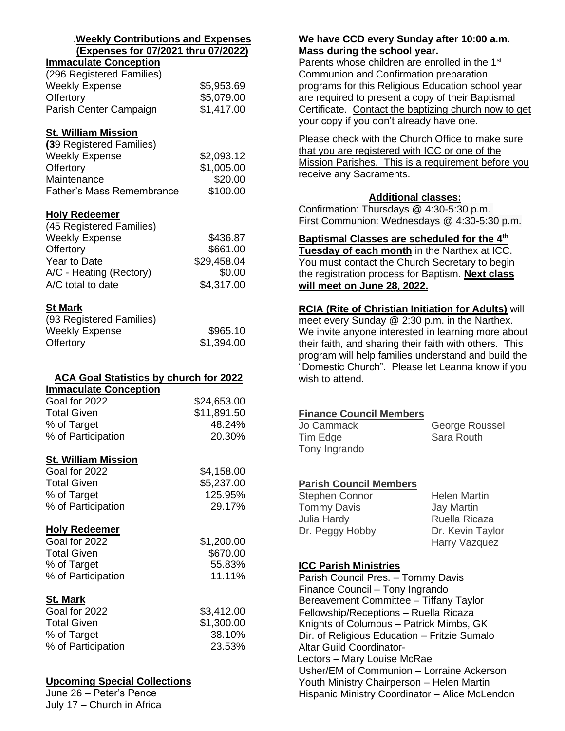## Weekly Contributions and Expenses (Expenses for 07/2021 thru 07/2022)

**Immaculate Conception**

| (296 Registered Families) | |
|---|---|
| Weekly Expense | $5,953.69 |
| Offertory | $5,079.00 |
| Parish Center Campaign | $1,417.00 |

**St. William Mission**

| (39 Registered Families) | |
|---|---|
| Weekly Expense | $2,093.12 |
| Offertory | $1,005.00 |
| Maintenance | $20.00 |
| Father's Mass Remembrance | $100.00 |

**Holy Redeemer**

| (45 Registered Families) | |
|---|---|
| Weekly Expense | $436.87 |
| Offertory | $661.00 |
| Year to Date | $29,458.04 |
| A/C - Heating (Rectory) | $0.00 |
| A/C total to date | $4,317.00 |

**St Mark**

| (93 Registered Families) | |
|---|---|
| Weekly Expense | $965.10 |
| Offertory | $1,394.00 |

## ACA Goal Statistics by church for 2022

**Immaculate Conception**

| | |
|---|---|
| Goal for 2022 | $24,653.00 |
| Total Given | $11,891.50 |
| % of Target | 48.24% |
| % of Participation | 20.30% |

**St. William Mission**

| | |
|---|---|
| Goal for 2022 | $4,158.00 |
| Total Given | $5,237.00 |
| % of Target | 125.95% |
| % of Participation | 29.17% |

**Holy Redeemer**

| | |
|---|---|
| Goal for 2022 | $1,200.00 |
| Total Given | $670.00 |
| % of Target | 55.83% |
| % of Participation | 11.11% |

**St. Mark**

| | |
|---|---|
| Goal for 2022 | $3,412.00 |
| Total Given | $1,300.00 |
| % of Target | 38.10% |
| % of Participation | 23.53% |

**Upcoming Special Collections**

June 26 – Peter's Pence
July 17 – Church in Africa

**We have CCD every Sunday after 10:00 a.m. Mass during the school year.**

Parents whose children are enrolled in the 1st Communion and Confirmation preparation programs for this Religious Education school year are required to present a copy of their Baptismal Certificate. Contact the baptizing church now to get your copy if you don't already have one.

Please check with the Church Office to make sure that you are registered with ICC or one of the Mission Parishes. This is a requirement before you receive any Sacraments.

**Additional classes:**

Confirmation: Thursdays @ 4:30-5:30 p.m.
First Communion: Wednesdays @ 4:30-5:30 p.m.

**Baptismal Classes are scheduled for the 4th Tuesday of each month** in the Narthex at ICC. You must contact the Church Secretary to begin the registration process for Baptism. **Next class will meet on June 28, 2022.**

**RCIA (Rite of Christian Initiation for Adults)** will meet every Sunday @ 2:30 p.m. in the Narthex. We invite anyone interested in learning more about their faith, and sharing their faith with others. This program will help families understand and build the "Domestic Church". Please let Leanna know if you wish to attend.

**Finance Council Members**

Jo Cammack
Tim Edge
Tony Ingrando
George Roussel
Sara Routh

**Parish Council Members**

Stephen Connor
Tommy Davis
Julia Hardy
Dr. Peggy Hobby
Helen Martin
Jay Martin
Ruella Ricaza
Dr. Kevin Taylor
Harry Vazquez

**ICC Parish Ministries**

Parish Council Pres. – Tommy Davis
Finance Council – Tony Ingrando
Bereavement Committee – Tiffany Taylor
Fellowship/Receptions – Ruella Ricaza
Knights of Columbus – Patrick Mimbs, GK
Dir. of Religious Education – Fritzie Sumalo
Altar Guild Coordinator-
Lectors – Mary Louise McRae
Usher/EM of Communion – Lorraine Ackerson
Youth Ministry Chairperson – Helen Martin
Hispanic Ministry Coordinator – Alice McLendon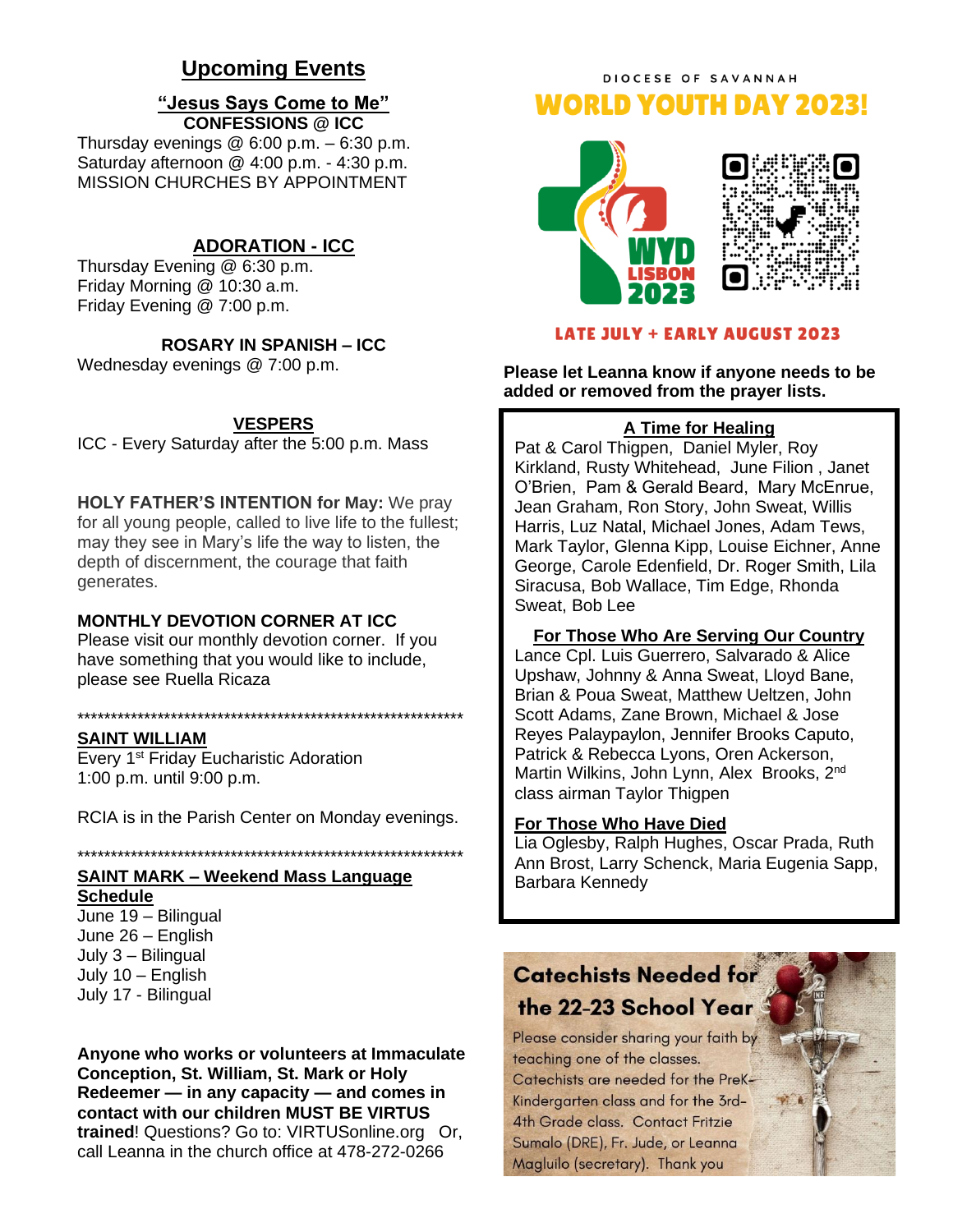## Upcoming Events

### "Jesus Says Come to Me"

**CONFESSIONS @ ICC**

Thursday evenings @ 6:00 p.m. – 6:30 p.m.
Saturday afternoon @ 4:00 p.m. - 4:30 p.m.
MISSION CHURCHES BY APPOINTMENT

### ADORATION - ICC

Thursday Evening @ 6:30 p.m.
Friday Morning @ 10:30 a.m.
Friday Evening @ 7:00 p.m.

**ROSARY IN SPANISH – ICC**

Wednesday evenings @ 7:00 p.m.

### VESPERS

ICC - Every Saturday after the 5:00 p.m. Mass

**HOLY FATHER'S INTENTION for May:** We pray for all young people, called to live life to the fullest; may they see in Mary's life the way to listen, the depth of discernment, the courage that faith generates.

**MONTHLY DEVOTION CORNER AT ICC**

Please visit our monthly devotion corner. If you have something that you would like to include, please see Ruella Ricaza

*****************************************************************

### SAINT WILLIAM

Every 1st Friday Eucharistic Adoration
1:00 p.m. until 9:00 p.m.

RCIA is in the Parish Center on Monday evenings.

*****************************************************************

### SAINT MARK – Weekend Mass Language Schedule

June 19 – Bilingual
June 26 – English
July 3 – Bilingual
July 10 – English
July 17 - Bilingual

**Anyone who works or volunteers at Immaculate Conception, St. William, St. Mark or Holy Redeemer — in any capacity — and comes in contact with our children MUST BE VIRTUS trained**! Questions? Go to: VIRTUSonline.org Or, call Leanna in the church office at 478-272-0266

DIOCESE OF SAVANNAH

## WORLD YOUTH DAY 2023!

WYD LISBON 2023

LATE JULY + EARLY AUGUST 2023

**Please let Leanna know if anyone needs to be added or removed from the prayer lists.**

### A Time for Healing

Pat & Carol Thigpen, Daniel Myler, Roy Kirkland, Rusty Whitehead, June Filion , Janet O'Brien, Pam & Gerald Beard, Mary McEnrue, Jean Graham, Ron Story, John Sweat, Willis Harris, Luz Natal, Michael Jones, Adam Tews, Mark Taylor, Glenna Kipp, Louise Eichner, Anne George, Carole Edenfield, Dr. Roger Smith, Lila Siracusa, Bob Wallace, Tim Edge, Rhonda Sweat, Bob Lee

### For Those Who Are Serving Our Country

Lance Cpl. Luis Guerrero, Salvarado & Alice Upshaw, Johnny & Anna Sweat, Lloyd Bane, Brian & Poua Sweat, Matthew Ueltzen, John Scott Adams, Zane Brown, Michael & Jose Reyes Palaypaylon, Jennifer Brooks Caputo, Patrick & Rebecca Lyons, Oren Ackerson, Martin Wilkins, John Lynn, Alex Brooks, 2nd class airman Taylor Thigpen

### For Those Who Have Died

Lia Oglesby, Ralph Hughes, Oscar Prada, Ruth Ann Brost, Larry Schenck, Maria Eugenia Sapp, Barbara Kennedy

### Catechists Needed for the 22-23 School Year

Please consider sharing your faith by teaching one of the classes. Catechists are needed for the PreK-Kindergarten class and for the 3rd-4th Grade class. Contact Fritzie Sumalo (DRE), Fr. Jude, or Leanna Magluilo (secretary). Thank you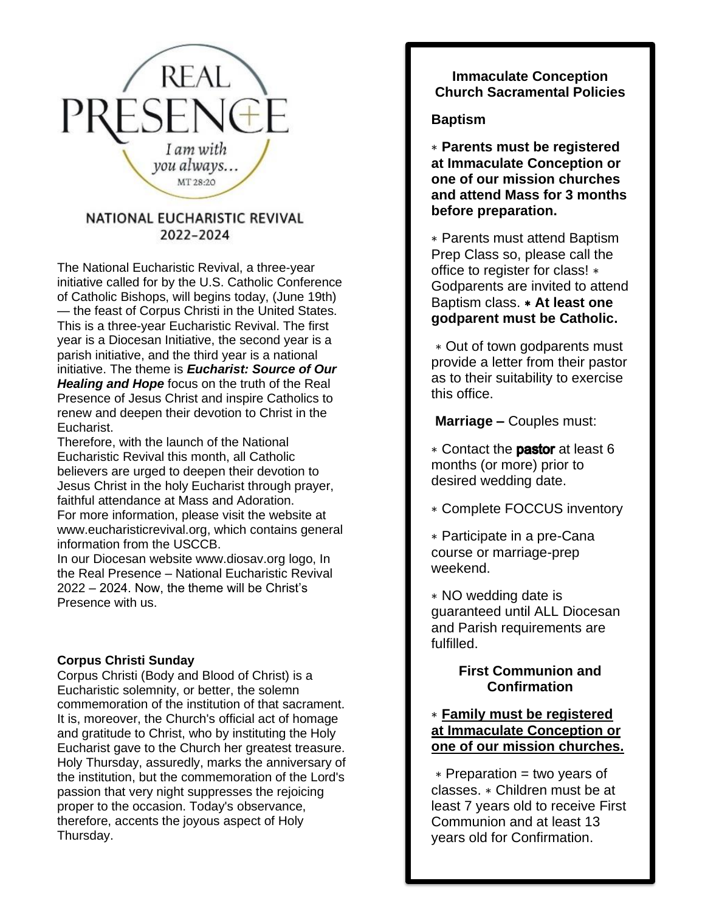REAL PRESENCE

*I am with you always…*

MT 28:20

NATIONAL EUCHARISTIC REVIVAL 2022–2024

The National Eucharistic Revival, a three-year initiative called for by the U.S. Catholic Conference of Catholic Bishops, will begins today, (June 19th) — the feast of Corpus Christi in the United States. This is a three-year Eucharistic Revival. The first year is a Diocesan Initiative, the second year is a parish initiative, and the third year is a national initiative. The theme is ***Eucharist: Source of Our Healing and Hope*** focus on the truth of the Real Presence of Jesus Christ and inspire Catholics to renew and deepen their devotion to Christ in the Eucharist.

Therefore, with the launch of the National Eucharistic Revival this month, all Catholic believers are urged to deepen their devotion to Jesus Christ in the holy Eucharist through prayer, faithful attendance at Mass and Adoration.

For more information, please visit the website at www.eucharisticrevival.org, which contains general information from the USCCB.

In our Diocesan website www.diosav.org logo, In the Real Presence – National Eucharistic Revival 2022 – 2024. Now, the theme will be Christ's Presence with us.

**Corpus Christi Sunday**

Corpus Christi (Body and Blood of Christ) is a Eucharistic solemnity, or better, the solemn commemoration of the institution of that sacrament. It is, moreover, the Church's official act of homage and gratitude to Christ, who by instituting the Holy Eucharist gave to the Church her greatest treasure. Holy Thursday, assuredly, marks the anniversary of the institution, but the commemoration of the Lord's passion that very night suppresses the rejoicing proper to the occasion. Today's observance, therefore, accents the joyous aspect of Holy Thursday.

## Immaculate Conception Church Sacramental Policies

**Baptism**

∗ **Parents must be registered at Immaculate Conception or one of our mission churches and attend Mass for 3 months before preparation.**

∗ Parents must attend Baptism Prep Class so, please call the office to register for class! ∗ Godparents are invited to attend Baptism class. ∗ **At least one godparent must be Catholic.**

∗ Out of town godparents must provide a letter from their pastor as to their suitability to exercise this office.

**Marriage –** Couples must:

∗ Contact the **pastor** at least 6 months (or more) prior to desired wedding date.

∗ Complete FOCCUS inventory

∗ Participate in a pre-Cana course or marriage-prep weekend.

∗ NO wedding date is guaranteed until ALL Diocesan and Parish requirements are fulfilled.

**First Communion and Confirmation**

∗ <u>**Family must be registered at Immaculate Conception or one of our mission churches.**</u>

∗ Preparation = two years of classes. ∗ Children must be at least 7 years old to receive First Communion and at least 13 years old for Confirmation.